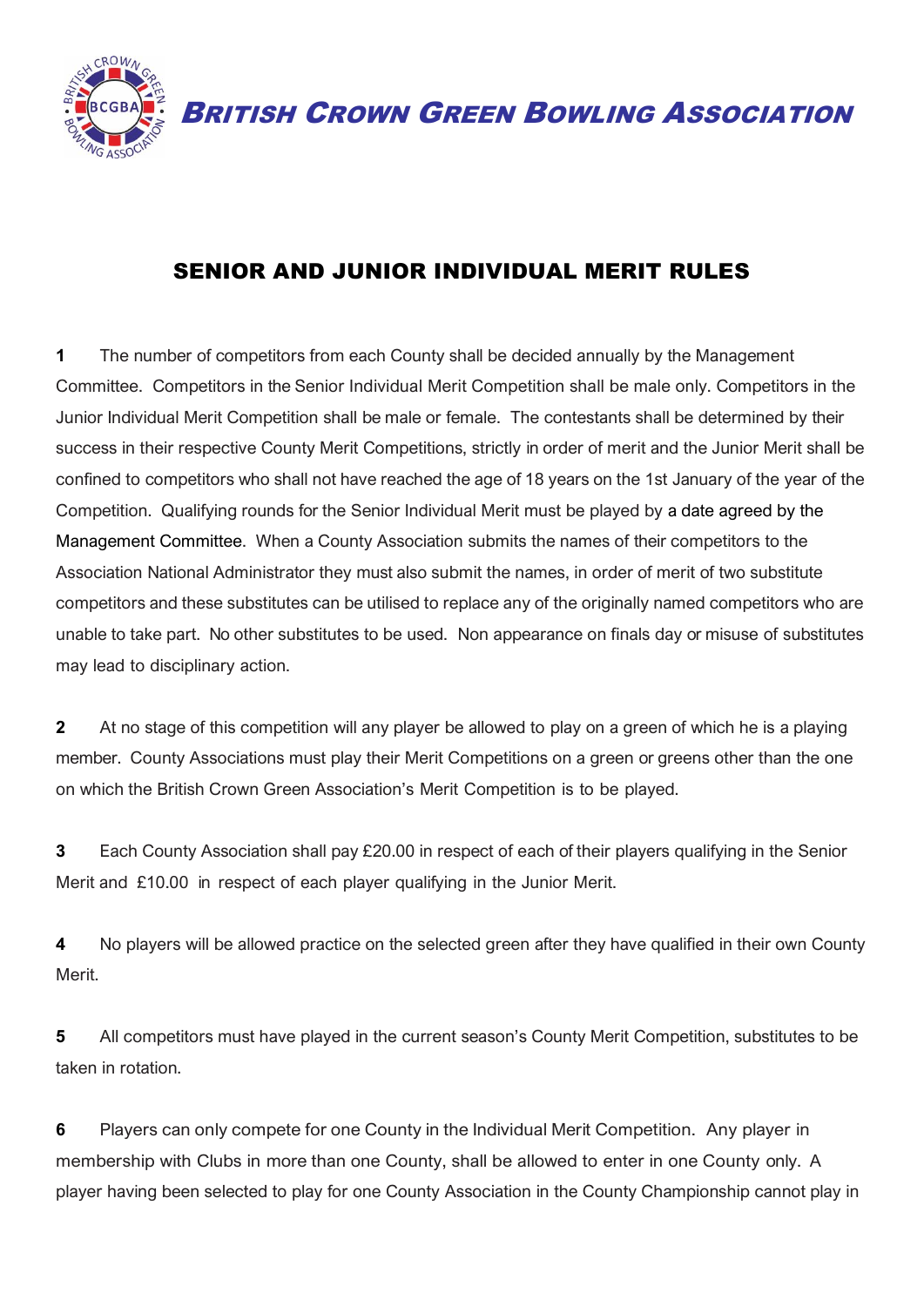# BRITISH CROWN GREEN BOWLING ASSOCIATION

## SENIOR AND JUNIOR INDIVIDUAL MERIT RULES

**1** The number of competitors from each County shall be decided annually by the Management Committee. Competitors in the Senior Individual Merit Competition shall be male only. Competitors in the Junior Individual Merit Competition shall be male or female. The contestants shall be determined by their success in their respective County Merit Competitions, strictly in order of merit and the Junior Merit shall be confined to competitors who shall not have reached the age of 18 years on the 1st January of the year of the Competition. Qualifying rounds for the Senior Individual Merit must be played by a date agreed by the Management Committee. When a County Association submits the names of their competitors to the Association National Administrator they must also submit the names, in order of merit of two substitute competitors and these substitutes can be utilised to replace any of the originally named competitors who are unable to take part. No other substitutes to be used. Non appearance on finals day or misuse of substitutes may lead to disciplinary action.

**2** At no stage of this competition will any player be allowed to play on a green of which he is a playing member. County Associations must play their Merit Competitions on a green or greens other than the one on which the British Crown Green Association's Merit Competition is to be played.

**3** Each County Association shall pay £20.00 in respect of each of their players qualifying in the Senior Merit and £10.00 in respect of each player qualifying in the Junior Merit.

**4** No players will be allowed practice on the selected green after they have qualified in their own County Merit.

**5** All competitors must have played in the current season's County Merit Competition, substitutes to be taken in rotation.

**6** Players can only compete for one County in the Individual Merit Competition. Any player in membership with Clubs in more than one County, shall be allowed to enter in one County only. A player having been selected to play for one County Association in the County Championship cannot play in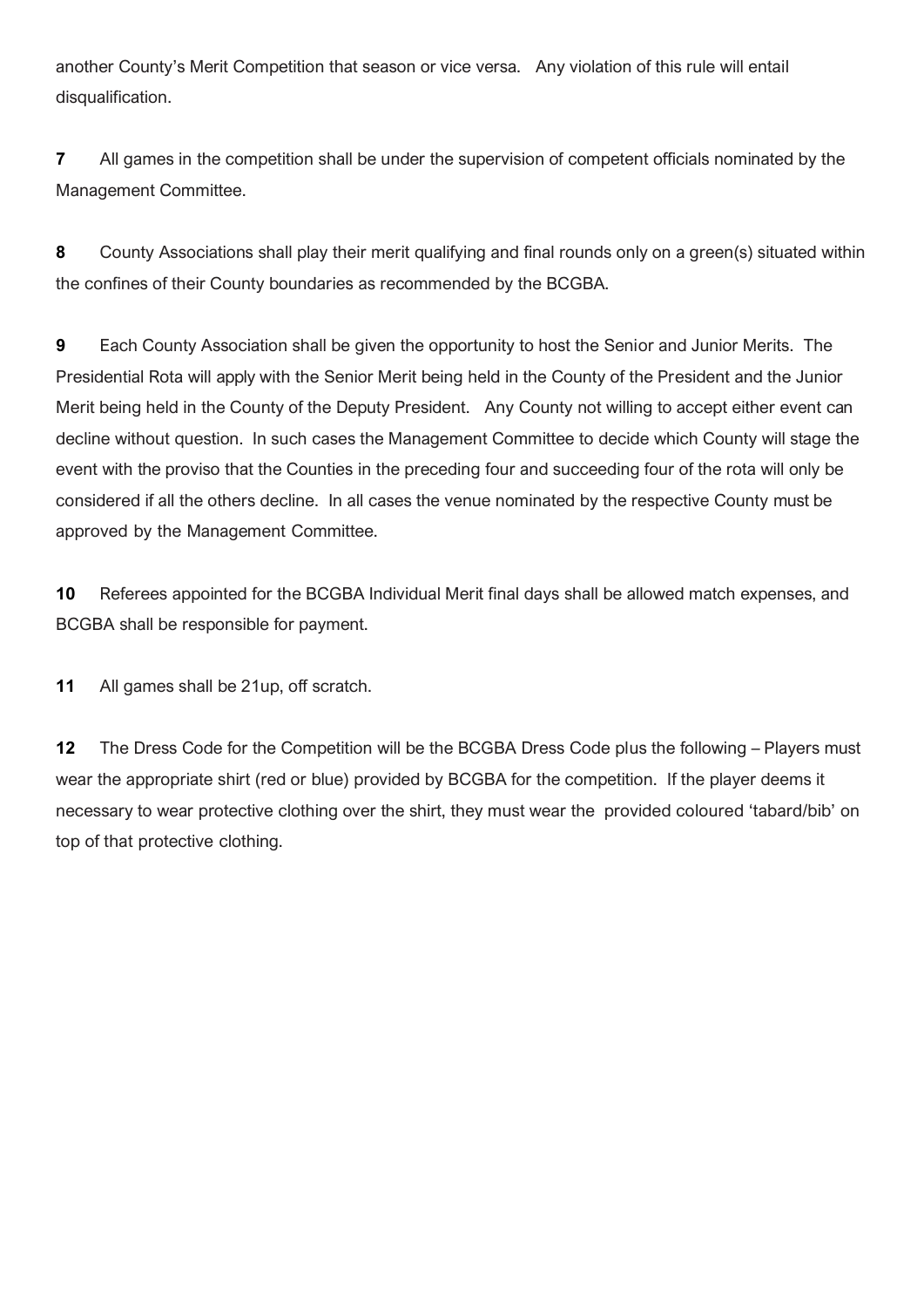another County's Merit Competition that season or vice versa. Any violation of this rule will entail disqualification.

**7** All games in the competition shall be under the supervision of competent officials nominated by the Management Committee.

**8** County Associations shall play their merit qualifying and final rounds only on a green(s) situated within the confines of their County boundaries as recommended by the BCGBA.

**9** Each County Association shall be given the opportunity to host the Senior and Junior Merits. The Presidential Rota will apply with the Senior Merit being held in the County of the President and the Junior Merit being held in the County of the Deputy President. Any County not willing to accept either event can decline without question. In such cases the Management Committee to decide which County will stage the event with the proviso that the Counties in the preceding four and succeeding four of the rota will only be considered if all the others decline. In all cases the venue nominated by the respective County must be approved by the Management Committee.

**10** Referees appointed for the BCGBA Individual Merit final days shall be allowed match expenses, and BCGBA shall be responsible for payment.

**11** All games shall be 21up, off scratch.

**12** The Dress Code for the Competition will be the BCGBA Dress Code plus the following – Players must wear the appropriate shirt (red or blue) provided by BCGBA for the competition. If the player deems it necessary to wear protective clothing over the shirt, they must wear the provided coloured 'tabard/bib' on top of that protective clothing.